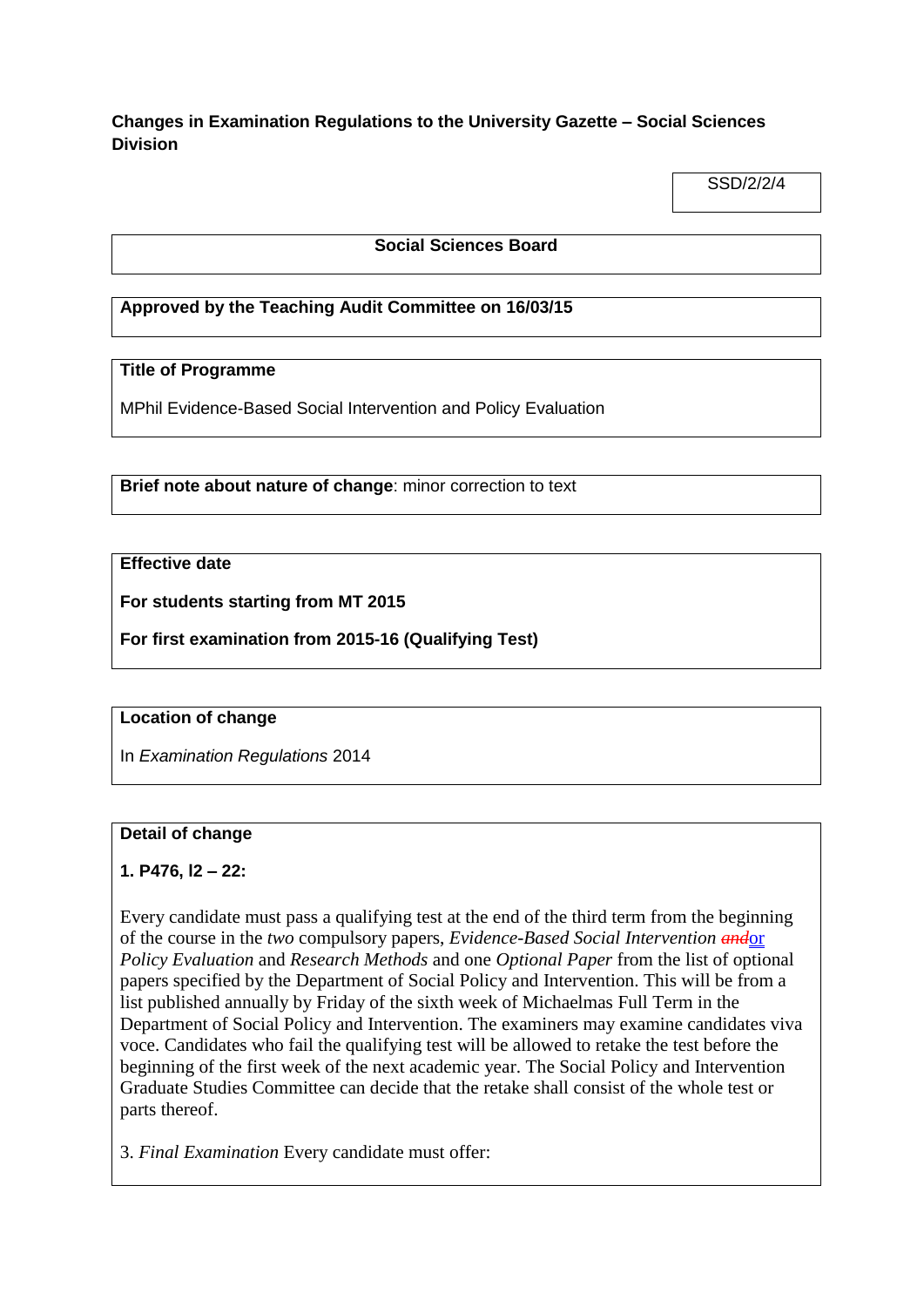**Changes in Examination Regulations to the University Gazette – Social Sciences Division**

SSD/2/2/4

**Social Sciences Board**

**Approved by the Teaching Audit Committee on 16/03/15**

**Title of Programme**

MPhil Evidence-Based Social Intervention and Policy Evaluation

**Brief note about nature of change**: minor correction to text

**Effective date**

**For students starting from MT 2015**

**For first examination from 2015-16 (Qualifying Test)**

**Location of change**

In *Examination Regulations* 2014

**Detail of change**

**1. P476, l2 – 22:**

Every candidate must pass a qualifying test at the end of the third term from the beginning of the course in the *two* compulsory papers, *Evidence-Based Social Intervention* ~~*and*~~or *Policy Evaluation* and *Research Methods* and one *Optional Paper* from the list of optional papers specified by the Department of Social Policy and Intervention. This will be from a list published annually by Friday of the sixth week of Michaelmas Full Term in the Department of Social Policy and Intervention. The examiners may examine candidates viva voce. Candidates who fail the qualifying test will be allowed to retake the test before the beginning of the first week of the next academic year. The Social Policy and Intervention Graduate Studies Committee can decide that the retake shall consist of the whole test or parts thereof.

3. *Final Examination* Every candidate must offer: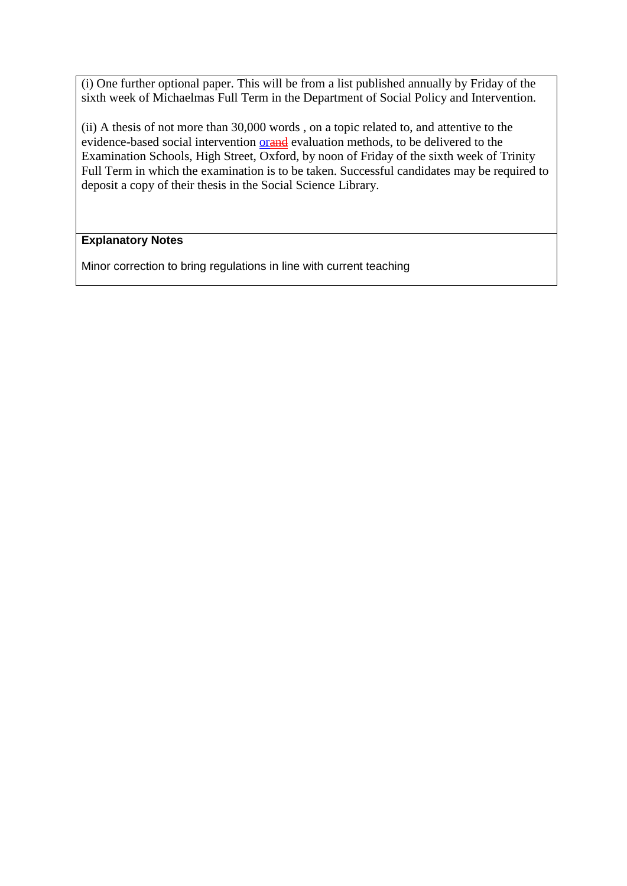(i) One further optional paper. This will be from a list published annually by Friday of the sixth week of Michaelmas Full Term in the Department of Social Policy and Intervention.

(ii) A thesis of not more than 30,000 words , on a topic related to, and attentive to the evidence-based social intervention or~~and~~ evaluation methods, to be delivered to the Examination Schools, High Street, Oxford, by noon of Friday of the sixth week of Trinity Full Term in which the examination is to be taken. Successful candidates may be required to deposit a copy of their thesis in the Social Science Library.

**Explanatory Notes**

Minor correction to bring regulations in line with current teaching